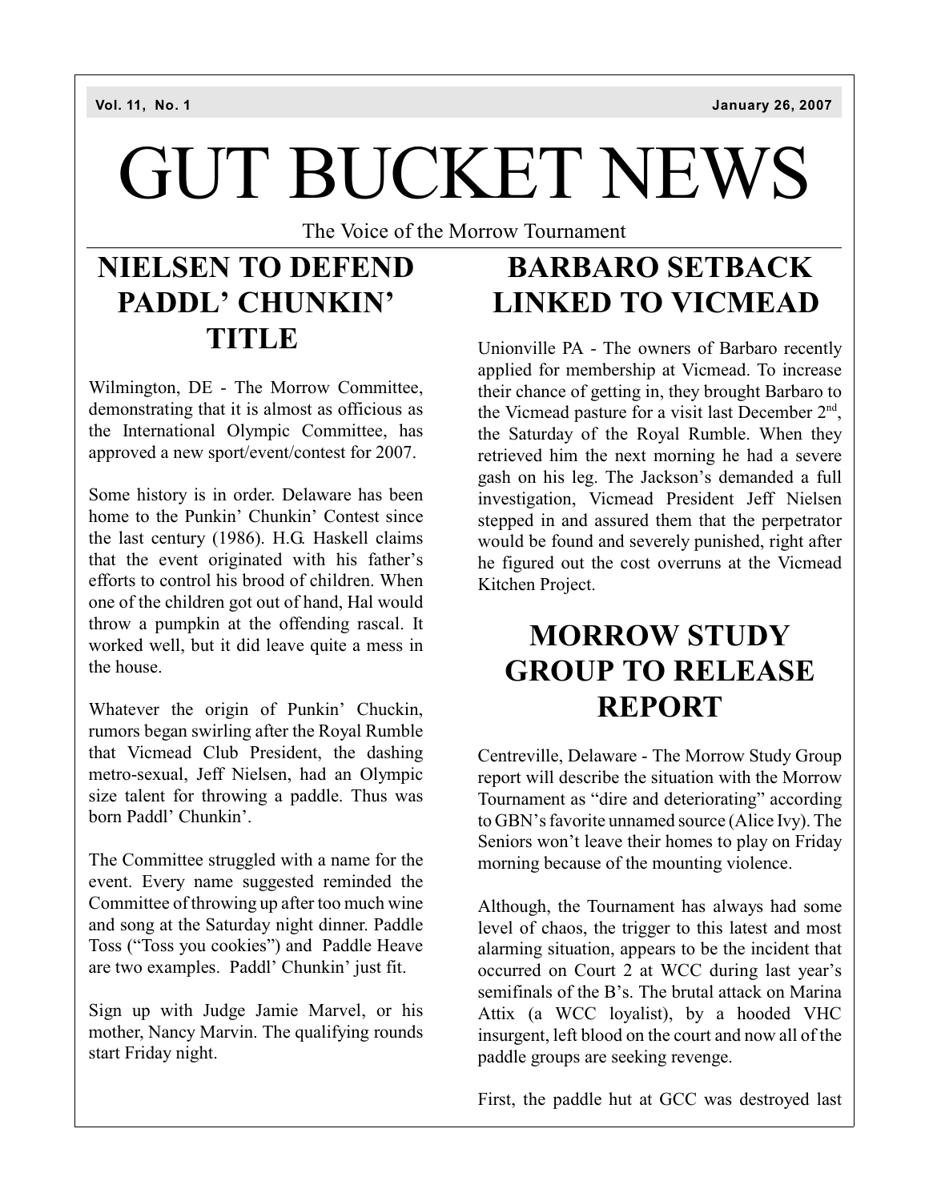Vol. 11, No. 1 January 26, 2007

# GUT BUCKET NEWS

The Voice of the Morrow Tournament

## NIELSEN TO DEFEND PADDL' CHUNKIN' TITLE

Wilmington, DE - The Morrow Committee, demonstrating that it is almost as officious as the International Olympic Committee, has approved a new sport/event/contest for 2007.

Some history is in order. Delaware has been home to the Punkin' Chunkin' Contest since the last century (1986). H.G. Haskell claims that the event originated with his father's efforts to control his brood of children. When one of the children got out of hand, Hal would throw a pumpkin at the offending rascal. It worked well, but it did leave quite a mess in the house.

Whatever the origin of Punkin' Chuckin, rumors began swirling after the Royal Rumble that Vicmead Club President, the dashing metro-sexual, Jeff Nielsen, had an Olympic size talent for throwing a paddle. Thus was born Paddl' Chunkin'.

The Committee struggled with a name for the event. Every name suggested reminded the Committee of throwing up after too much wine and song at the Saturday night dinner. Paddle Toss ("Toss you cookies") and Paddle Heave are two examples. Paddl' Chunkin' just fit.

Sign up with Judge Jamie Marvel, or his mother, Nancy Marvin. The qualifying rounds start Friday night.

## BARBARO SETBACK LINKED TO VICMEAD

Unionville PA - The owners of Barbaro recently applied for membership at Vicmead. To increase their chance of getting in, they brought Barbaro to the Vicmead pasture for a visit last December 2nd, the Saturday of the Royal Rumble. When they retrieved him the next morning he had a severe gash on his leg. The Jackson's demanded a full investigation, Vicmead President Jeff Nielsen stepped in and assured them that the perpetrator would be found and severely punished, right after he figured out the cost overruns at the Vicmead Kitchen Project.

## MORROW STUDY GROUP TO RELEASE REPORT

Centreville, Delaware - The Morrow Study Group report will describe the situation with the Morrow Tournament as "dire and deteriorating" according to GBN's favorite unnamed source (Alice Ivy). The Seniors won't leave their homes to play on Friday morning because of the mounting violence.

Although, the Tournament has always had some level of chaos, the trigger to this latest and most alarming situation, appears to be the incident that occurred on Court 2 at WCC during last year's semifinals of the B's. The brutal attack on Marina Attix (a WCC loyalist), by a hooded VHC insurgent, left blood on the court and now all of the paddle groups are seeking revenge.

First, the paddle hut at GCC was destroyed last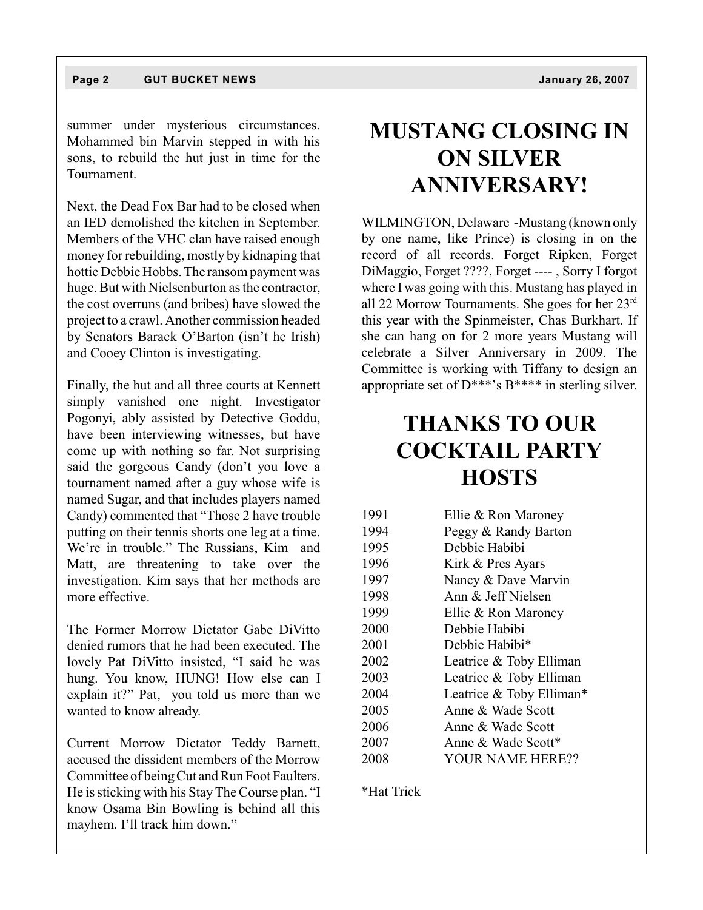summer under mysterious circumstances. Mohammed bin Marvin stepped in with his sons, to rebuild the hut just in time for the Tournament.

Next, the Dead Fox Bar had to be closed when an IED demolished the kitchen in September. Members of the VHC clan have raised enough money for rebuilding, mostly by kidnaping that hottie Debbie Hobbs. The ransom payment was huge. But with Nielsenburton as the contractor, the cost overruns (and bribes) have slowed the project to a crawl. Another commission headed by Senators Barack O'Barton (isn't he Irish) and Cooey Clinton is investigating.

Finally, the hut and all three courts at Kennett simply vanished one night. Investigator Pogonyi, ably assisted by Detective Goddu, have been interviewing witnesses, but have come up with nothing so far. Not surprising said the gorgeous Candy (don't you love a tournament named after a guy whose wife is named Sugar, and that includes players named Candy) commented that "Those 2 have trouble putting on their tennis shorts one leg at a time. We're in trouble." The Russians, Kim and Matt, are threatening to take over the investigation. Kim says that her methods are more effective.

The Former Morrow Dictator Gabe DiVitto denied rumors that he had been executed. The lovely Pat DiVitto insisted, "I said he was hung. You know, HUNG! How else can I explain it?" Pat, you told us more than we wanted to know already.

Current Morrow Dictator Teddy Barnett, accused the dissident members of the Morrow Committee of being Cut and Run Foot Faulters. He is sticking with his Stay The Course plan. "I know Osama Bin Bowling is behind all this mayhem. I'll track him down."

# MUSTANG CLOSING IN ON SILVER ANNIVERSARY!

WILMINGTON, Delaware -Mustang (known only by one name, like Prince) is closing in on the record of all records. Forget Ripken, Forget DiMaggio, Forget ????, Forget ---- , Sorry I forgot where I was going with this. Mustang has played in all 22 Morrow Tournaments. She goes for her 23rd this year with the Spinmeister, Chas Burkhart. If she can hang on for 2 more years Mustang will celebrate a Silver Anniversary in 2009. The Committee is working with Tiffany to design an appropriate set of D***'s B**** in sterling silver.

# THANKS TO OUR COCKTAIL PARTY HOSTS

| | |
|---|---|
| 1991 | Ellie & Ron Maroney |
| 1994 | Peggy & Randy Barton |
| 1995 | Debbie Habibi |
| 1996 | Kirk & Pres Ayars |
| 1997 | Nancy & Dave Marvin |
| 1998 | Ann & Jeff Nielsen |
| 1999 | Ellie & Ron Maroney |
| 2000 | Debbie Habibi |
| 2001 | Debbie Habibi* |
| 2002 | Leatrice & Toby Elliman |
| 2003 | Leatrice & Toby Elliman |
| 2004 | Leatrice & Toby Elliman* |
| 2005 | Anne & Wade Scott |
| 2006 | Anne & Wade Scott |
| 2007 | Anne & Wade Scott* |
| 2008 | YOUR NAME HERE?? |

*Hat Trick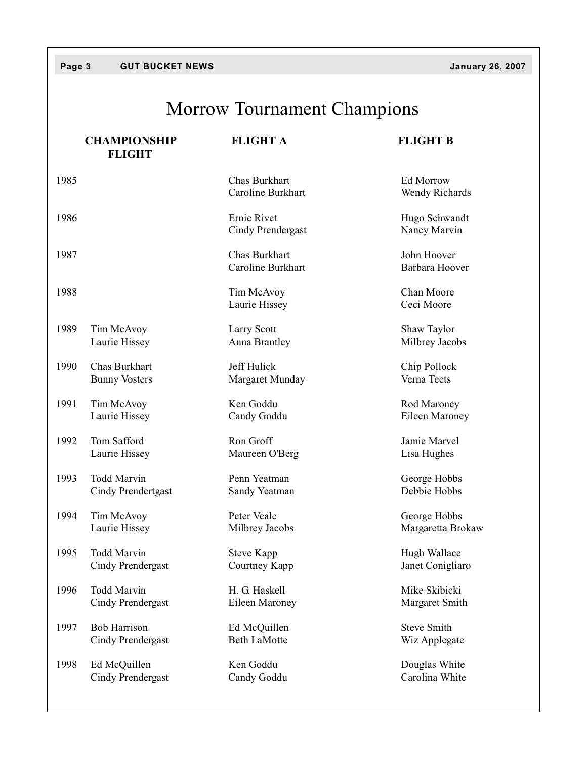# Morrow Tournament Champions

| | CHAMPIONSHIP FLIGHT | FLIGHT A | FLIGHT B |
|---|---|---|---|
| 1985 | | Chas Burkhart<br>Caroline Burkhart | Ed Morrow<br>Wendy Richards |
| 1986 | | Ernie Rivet<br>Cindy Prendergast | Hugo Schwandt<br>Nancy Marvin |
| 1987 | | Chas Burkhart<br>Caroline Burkhart | John Hoover<br>Barbara Hoover |
| 1988 | | Tim McAvoy<br>Laurie Hissey | Chan Moore<br>Ceci Moore |
| 1989 | Tim McAvoy<br>Laurie Hissey | Larry Scott<br>Anna Brantley | Shaw Taylor<br>Milbrey Jacobs |
| 1990 | Chas Burkhart<br>Bunny Vosters | Jeff Hulick<br>Margaret Munday | Chip Pollock<br>Verna Teets |
| 1991 | Tim McAvoy<br>Laurie Hissey | Ken Goddu<br>Candy Goddu | Rod Maroney<br>Eileen Maroney |
| 1992 | Tom Safford<br>Laurie Hissey | Ron Groff<br>Maureen O'Berg | Jamie Marvel<br>Lisa Hughes |
| 1993 | Todd Marvin<br>Cindy Prendertgast | Penn Yeatman<br>Sandy Yeatman | George Hobbs<br>Debbie Hobbs |
| 1994 | Tim McAvoy<br>Laurie Hissey | Peter Veale<br>Milbrey Jacobs | George Hobbs<br>Margaretta Brokaw |
| 1995 | Todd Marvin<br>Cindy Prendergast | Steve Kapp<br>Courtney Kapp | Hugh Wallace<br>Janet Conigliaro |
| 1996 | Todd Marvin<br>Cindy Prendergast | H. G. Haskell<br>Eileen Maroney | Mike Skibicki<br>Margaret Smith |
| 1997 | Bob Harrison<br>Cindy Prendergast | Ed McQuillen<br>Beth LaMotte | Steve Smith<br>Wiz Applegate |
| 1998 | Ed McQuillen<br>Cindy Prendergast | Ken Goddu<br>Candy Goddu | Douglas White<br>Carolina White |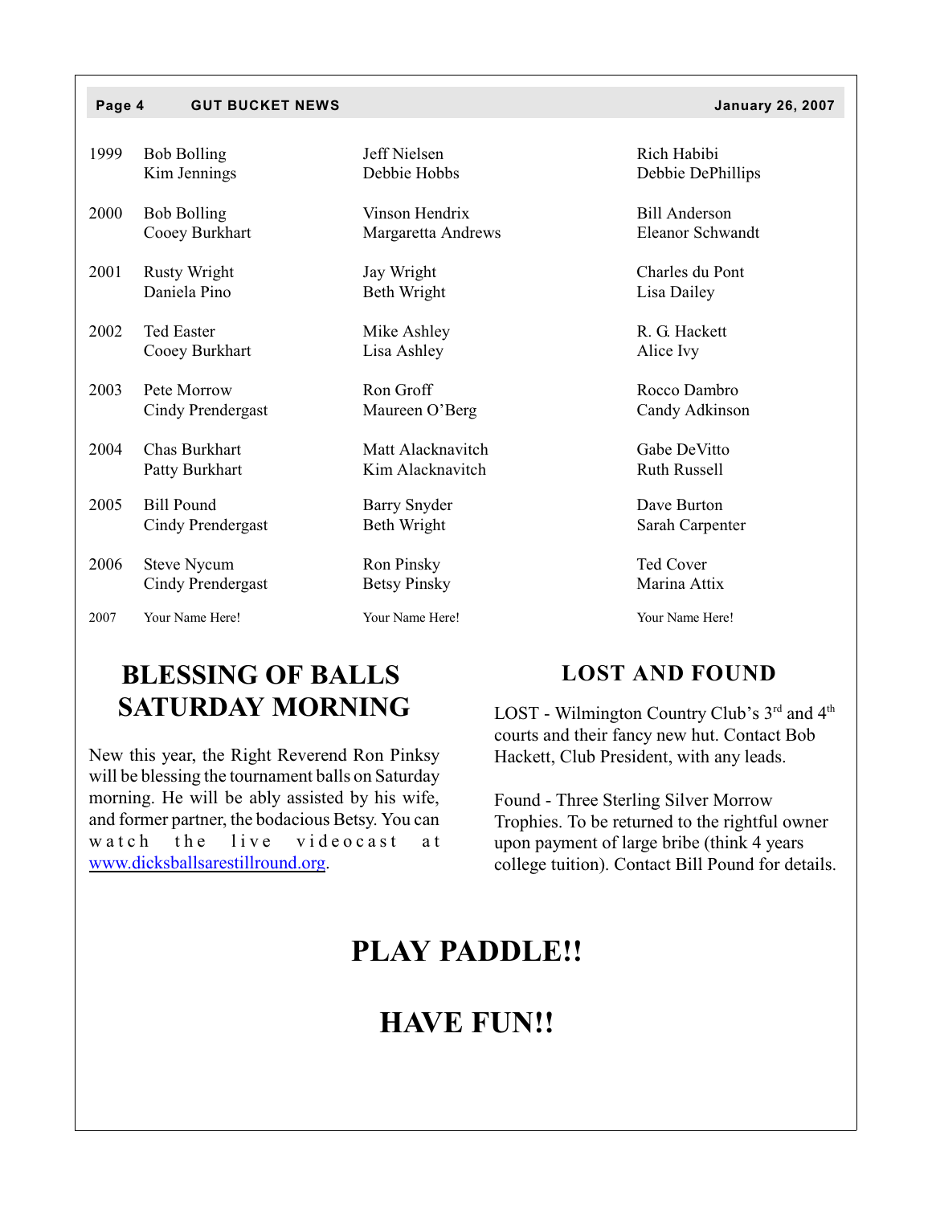| | | | |
|---|---|---|---|
| 1999 | Bob Bolling<br>Kim Jennings | Jeff Nielsen<br>Debbie Hobbs | Rich Habibi<br>Debbie DePhillips |
| 2000 | Bob Bolling<br>Cooey Burkhart | Vinson Hendrix<br>Margaretta Andrews | Bill Anderson<br>Eleanor Schwandt |
| 2001 | Rusty Wright<br>Daniela Pino | Jay Wright<br>Beth Wright | Charles du Pont<br>Lisa Dailey |
| 2002 | Ted Easter<br>Cooey Burkhart | Mike Ashley<br>Lisa Ashley | R. G. Hackett<br>Alice Ivy |
| 2003 | Pete Morrow<br>Cindy Prendergast | Ron Groff<br>Maureen O'Berg | Rocco Dambro<br>Candy Adkinson |
| 2004 | Chas Burkhart<br>Patty Burkhart | Matt Alacknavitch<br>Kim Alacknavitch | Gabe DeVitto<br>Ruth Russell |
| 2005 | Bill Pound<br>Cindy Prendergast | Barry Snyder<br>Beth Wright | Dave Burton<br>Sarah Carpenter |
| 2006 | Steve Nycum<br>Cindy Prendergast | Ron Pinsky<br>Betsy Pinsky | Ted Cover<br>Marina Attix |
| 2007 | Your Name Here! | Your Name Here! | Your Name Here! |

## BLESSING OF BALLS SATURDAY MORNING

New this year, the Right Reverend Ron Pinksy will be blessing the tournament balls on Saturday morning. He will be ably assisted by his wife, and former partner, the bodacious Betsy. You can watch the live videocast at www.dicksballsarestillround.org.

## LOST AND FOUND

LOST - Wilmington Country Club's 3rd and 4th courts and their fancy new hut. Contact Bob Hackett, Club President, with any leads.

Found - Three Sterling Silver Morrow Trophies. To be returned to the rightful owner upon payment of large bribe (think 4 years college tuition). Contact Bill Pound for details.

# PLAY PADDLE!!

# HAVE FUN!!